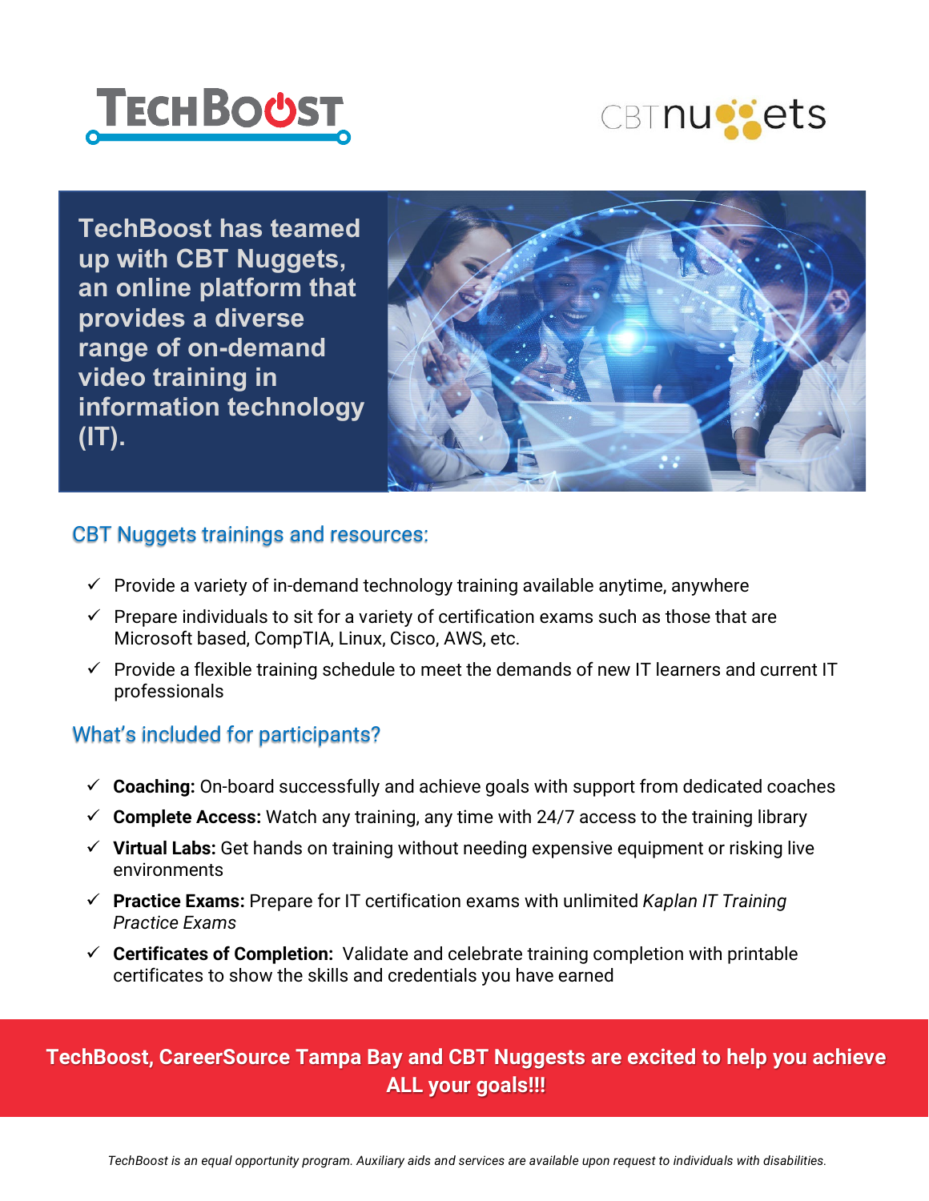TechBoost has teamed up with CBT Nuggets, an online platform that provides a diverse range of on-demand video training in information technology (IT).

## CBT Nuggets trainings and resources:

- ✓ Provide a variety of in-demand technology training available anytime, anywhere
- ✓ Prepare individuals to sit for a variety of certification exams such as those that are Microsoft based, CompTIA, Linux, Cisco, AWS, etc.
- ✓ Provide a flexible training schedule to meet the demands of new IT learners and current IT professionals

## What's included for participants?

- ✓ **Coaching:** On-board successfully and achieve goals with support from dedicated coaches
- ✓ **Complete Access:** Watch any training, any time with 24/7 access to the training library
- ✓ **Virtual Labs:** Get hands on training without needing expensive equipment or risking live environments
- ✓ **Practice Exams:** Prepare for IT certification exams with unlimited *Kaplan IT Training Practice Exams*
- ✓ **Certificates of Completion:** Validate and celebrate training completion with printable certificates to show the skills and credentials you have earned

**TechBoost, CareerSource Tampa Bay and CBT Nuggets are excited to help you achieve ALL your goals!!!**

*TechBoost is an equal opportunity program. Auxiliary aids and services are available upon request to individuals with disabilities.*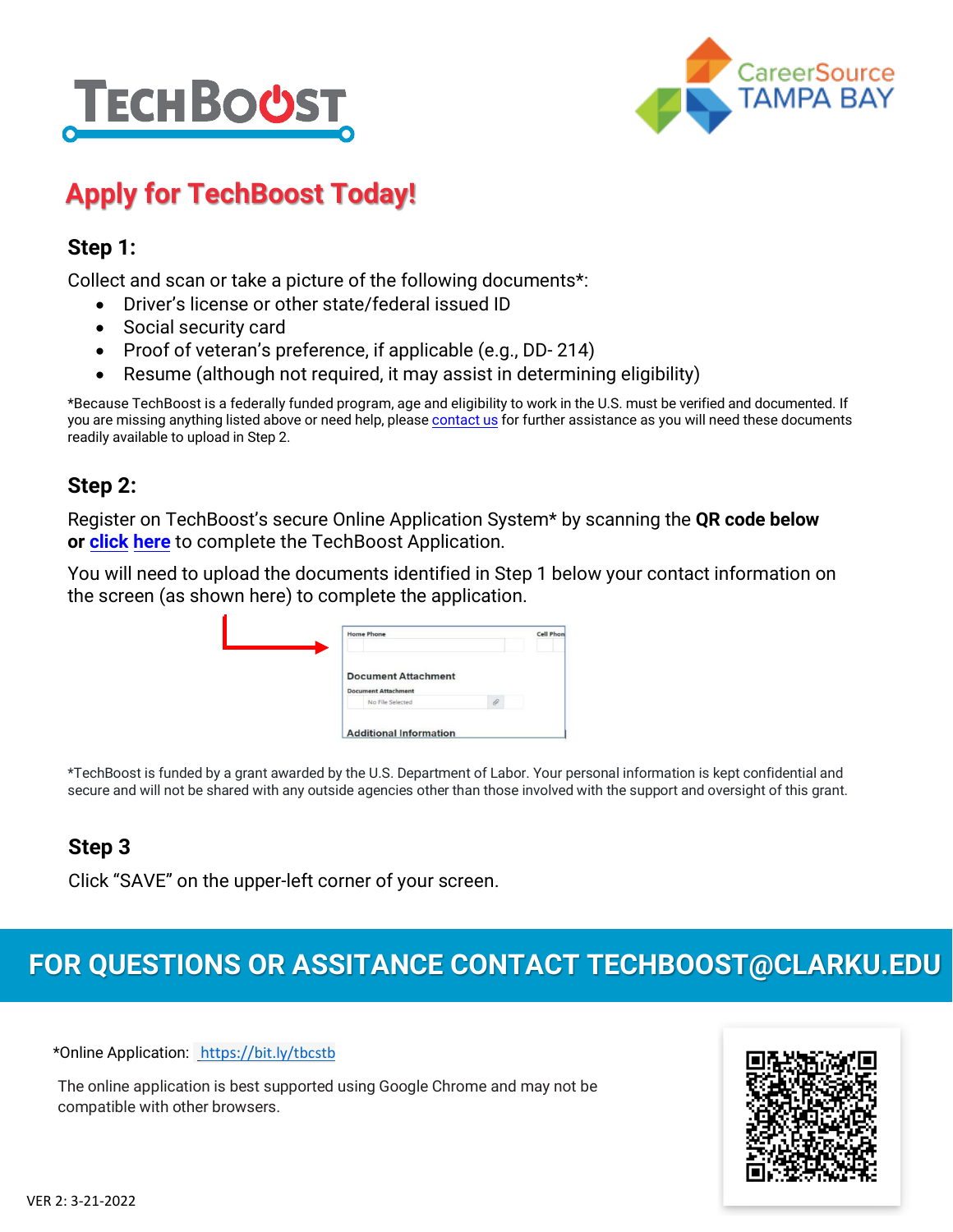# Apply for TechBoost Today!

## Step 1:

Collect and scan or take a picture of the following documents*:

- Driver's license or other state/federal issued ID
- Social security card
- Proof of veteran's preference, if applicable (e.g., DD- 214)
- Resume (although not required, it may assist in determining eligibility)

*Because TechBoost is a federally funded program, age and eligibility to work in the U.S. must be verified and documented. If you are missing anything listed above or need help, please contact us for further assistance as you will need these documents readily available to upload in Step 2.

## Step 2:

Register on TechBoost's secure Online Application System* by scanning the **QR code below or click here** to complete the TechBoost Application.

You will need to upload the documents identified in Step 1 below your contact information on the screen (as shown here) to complete the application.

Home Phone
Cell Phone
Document Attachment
Document Attachment
No File Selected
Additional Information

*TechBoost is funded by a grant awarded by the U.S. Department of Labor. Your personal information is kept confidential and secure and will not be shared with any outside agencies other than those involved with the support and oversight of this grant.

## Step 3

Click "SAVE" on the upper-left corner of your screen.

**FOR QUESTIONS OR ASSITANCE CONTACT TECHBOOST@CLARKU.EDU**

*Online Application: https://bit.ly/tbcstb

The online application is best supported using Google Chrome and may not be compatible with other browsers.

VER 2: 3-21-2022